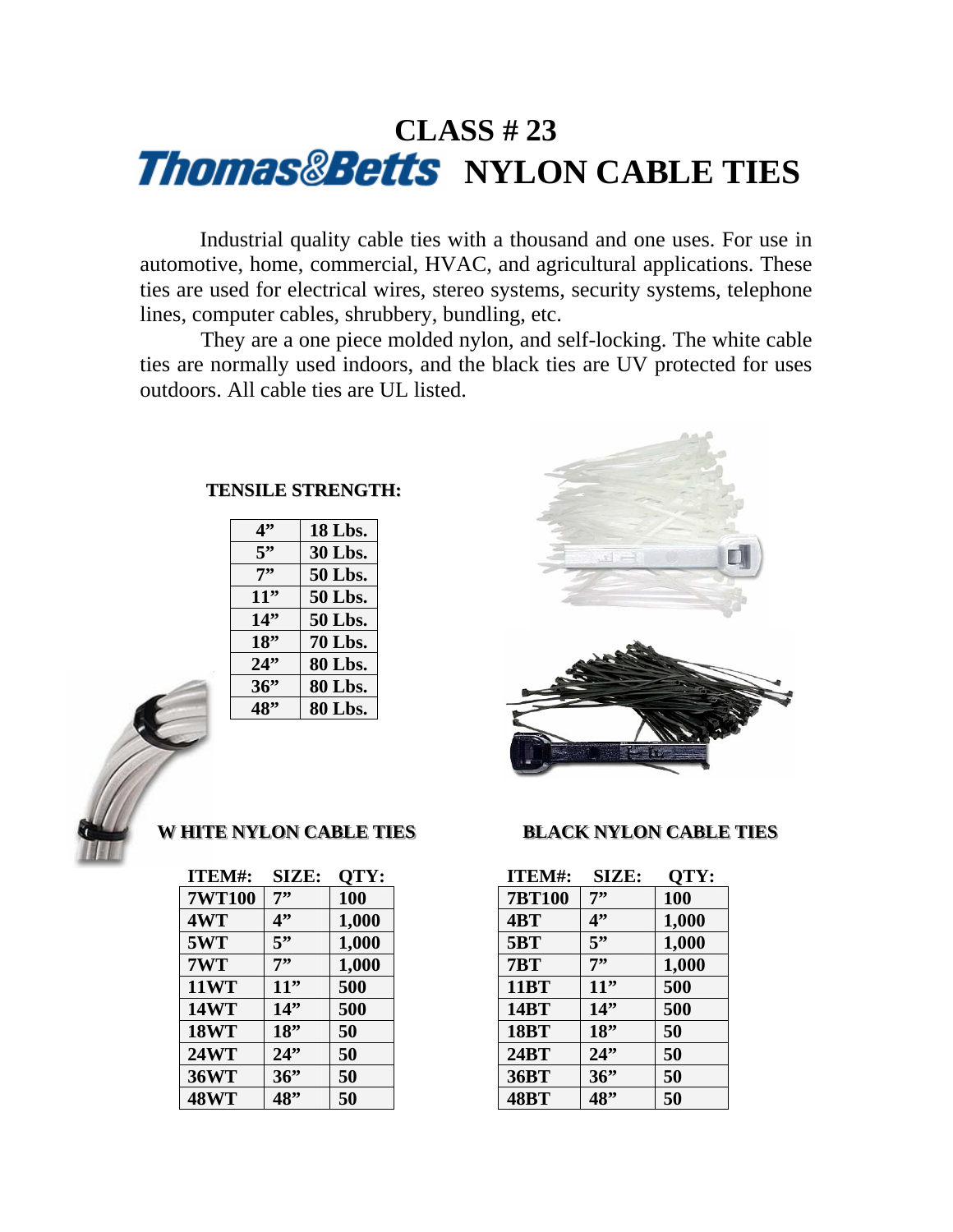# CLASS # 23

# Thomas&Betts NYLON CABLE TIES

Industrial quality cable ties with a thousand and one uses. For use in automotive, home, commercial, HVAC, and agricultural applications. These ties are used for electrical wires, stereo systems, security systems, telephone lines, computer cables, shrubbery, bundling, etc.

They are a one piece molded nylon, and self-locking. The white cable ties are normally used indoors, and the black ties are UV protected for uses outdoors. All cable ties are UL listed.

**TENSILE STRENGTH:**

| Size | Strength |
|---|---|
| 4" | 18 Lbs. |
| 5" | 30 Lbs. |
| 7" | 50 Lbs. |
| 11" | 50 Lbs. |
| 14" | 50 Lbs. |
| 18" | 70 Lbs. |
| 24" | 80 Lbs. |
| 36" | 80 Lbs. |
| 48" | 80 Lbs. |

**WHITE NYLON CABLE TIES**

| ITEM#: | SIZE: | QTY: |
|---|---|---|
| 7WT100 | 7" | 100 |
| 4WT | 4" | 1,000 |
| 5WT | 5" | 1,000 |
| 7WT | 7" | 1,000 |
| 11WT | 11" | 500 |
| 14WT | 14" | 500 |
| 18WT | 18" | 50 |
| 24WT | 24" | 50 |
| 36WT | 36" | 50 |
| 48WT | 48" | 50 |

**BLACK NYLON CABLE TIES**

| ITEM#: | SIZE: | QTY: |
|---|---|---|
| 7BT100 | 7" | 100 |
| 4BT | 4" | 1,000 |
| 5BT | 5" | 1,000 |
| 7BT | 7" | 1,000 |
| 11BT | 11" | 500 |
| 14BT | 14" | 500 |
| 18BT | 18" | 50 |
| 24BT | 24" | 50 |
| 36BT | 36" | 50 |
| 48BT | 48" | 50 |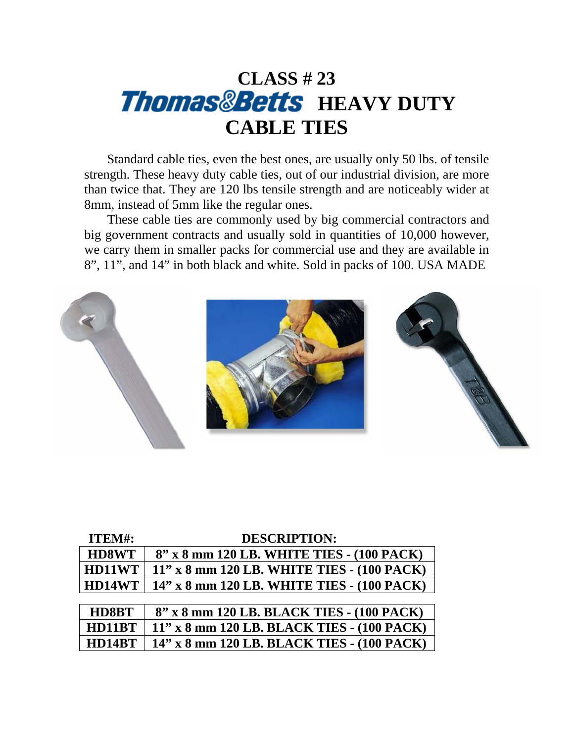# CLASS # 23

# Thomas&Betts HEAVY DUTY CABLE TIES

Standard cable ties, even the best ones, are usually only 50 lbs. of tensile strength. These heavy duty cable ties, out of our industrial division, are more than twice that. They are 120 lbs tensile strength and are noticeably wider at 8mm, instead of 5mm like the regular ones.

These cable ties are commonly used by big commercial contractors and big government contracts and usually sold in quantities of 10,000 however, we carry them in smaller packs for commercial use and they are available in 8", 11", and 14" in both black and white. Sold in packs of 100. USA MADE

| ITEM#: | DESCRIPTION: |
| --- | --- |
| HD8WT | 8" x 8 mm 120 LB. WHITE TIES - (100 PACK) |
| HD11WT | 11" x 8 mm 120 LB. WHITE TIES - (100 PACK) |
| HD14WT | 14" x 8 mm 120 LB. WHITE TIES - (100 PACK) |
| HD8BT | 8" x 8 mm 120 LB. BLACK TIES - (100 PACK) |
| HD11BT | 11" x 8 mm 120 LB. BLACK TIES - (100 PACK) |
| HD14BT | 14" x 8 mm 120 LB. BLACK TIES - (100 PACK) |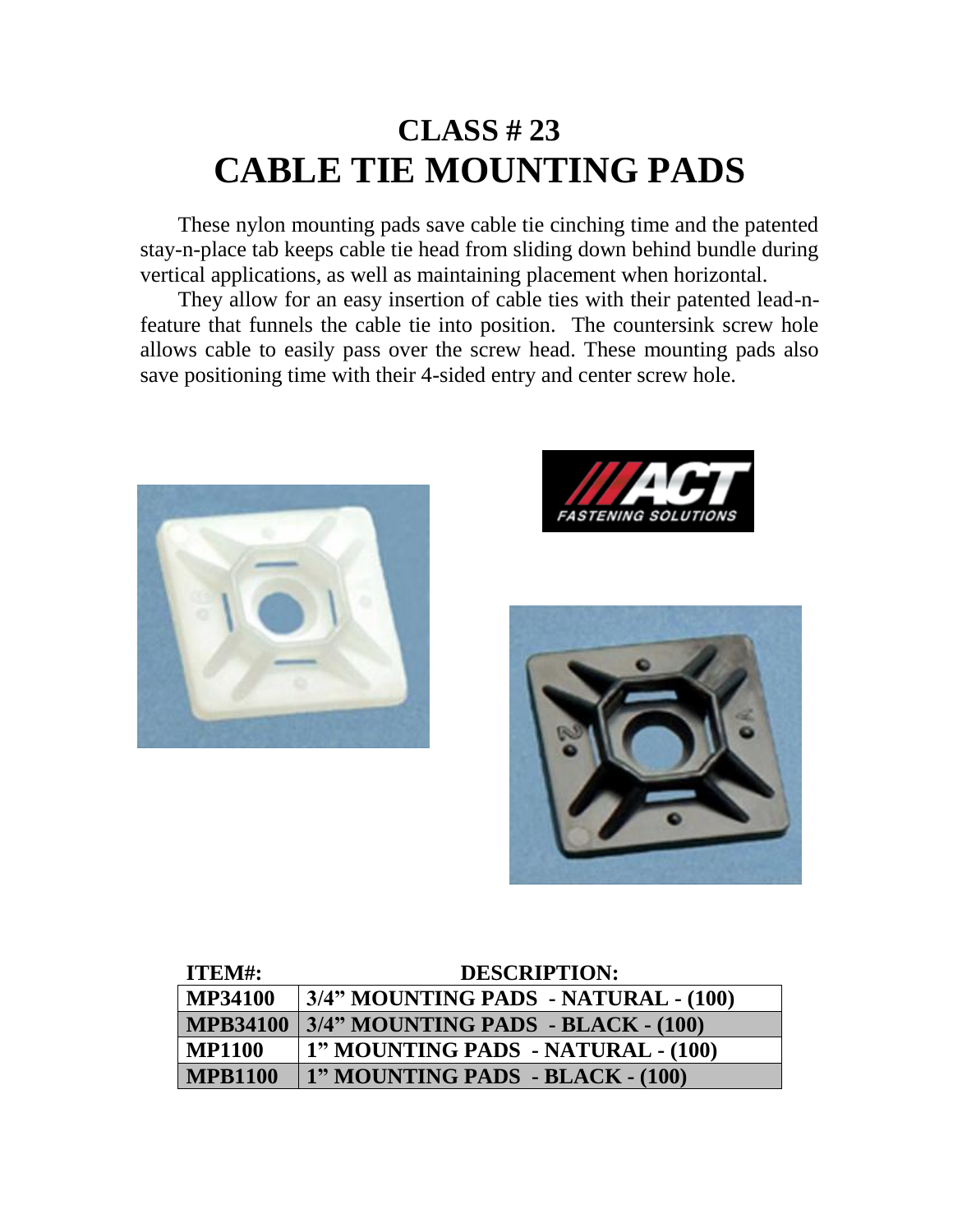# CLASS # 23
# CABLE TIE MOUNTING PADS

These nylon mounting pads save cable tie cinching time and the patented stay-n-place tab keeps cable tie head from sliding down behind bundle during vertical applications, as well as maintaining placement when horizontal.

They allow for an easy insertion of cable ties with their patented lead-n-feature that funnels the cable tie into position. The countersink screw hole allows cable to easily pass over the screw head. These mounting pads also save positioning time with their 4-sided entry and center screw hole.

| ITEM#: | DESCRIPTION: |
|---|---|
| **MP34100** | **3/4" MOUNTING PADS - NATURAL - (100)** |
| **MPB34100** | **3/4" MOUNTING PADS - BLACK - (100)** |
| **MP1100** | **1" MOUNTING PADS - NATURAL - (100)** |
| **MPB1100** | **1" MOUNTING PADS - BLACK - (100)** |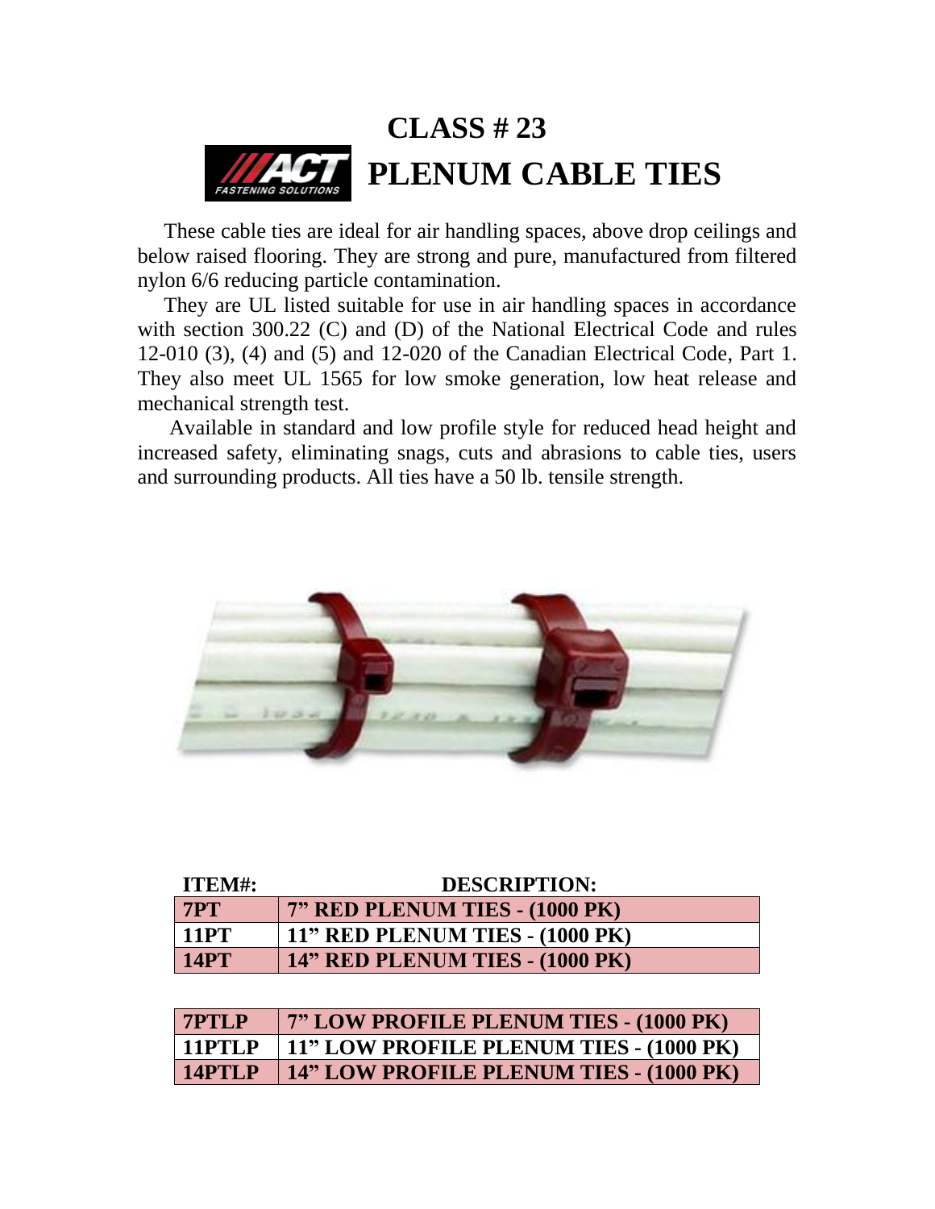# CLASS # 23

# PLENUM CABLE TIES

These cable ties are ideal for air handling spaces, above drop ceilings and below raised flooring. They are strong and pure, manufactured from filtered nylon 6/6 reducing particle contamination.

They are UL listed suitable for use in air handling spaces in accordance with section 300.22 (C) and (D) of the National Electrical Code and rules 12-010 (3), (4) and (5) and 12-020 of the Canadian Electrical Code, Part 1. They also meet UL 1565 for low smoke generation, low heat release and mechanical strength test.

Available in standard and low profile style for reduced head height and increased safety, eliminating snags, cuts and abrasions to cable ties, users and surrounding products. All ties have a 50 lb. tensile strength.

| ITEM#: | DESCRIPTION: |
|---|---|
| **7PT** | **7" RED PLENUM TIES - (1000 PK)** |
| **11PT** | **11" RED PLENUM TIES - (1000 PK)** |
| **14PT** | **14" RED PLENUM TIES - (1000 PK)** |

| ITEM#: | DESCRIPTION: |
|---|---|
| **7PTLP** | **7" LOW PROFILE PLENUM TIES - (1000 PK)** |
| **11PTLP** | **11" LOW PROFILE PLENUM TIES - (1000 PK)** |
| **14PTLP** | **14" LOW PROFILE PLENUM TIES - (1000 PK)** |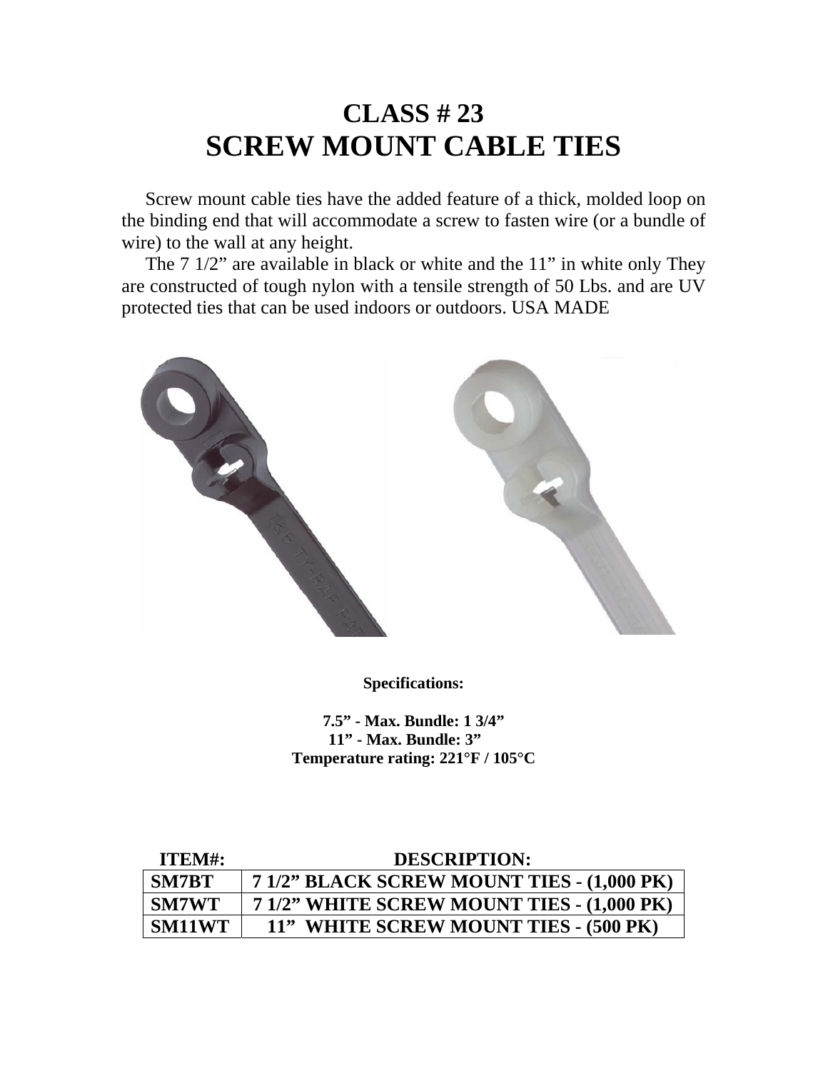# CLASS # 23
# SCREW MOUNT CABLE TIES

Screw mount cable ties have the added feature of a thick, molded loop on the binding end that will accommodate a screw to fasten wire (or a bundle of wire) to the wall at any height.

The 7 1/2" are available in black or white and the 11" in white only They are constructed of tough nylon with a tensile strength of 50 Lbs. and are UV protected ties that can be used indoors or outdoors. USA MADE

**Specifications:**

**7.5" - Max. Bundle: 1 3/4"**
**11" - Max. Bundle: 3"**
**Temperature rating: 221°F / 105°C**

| ITEM#: | DESCRIPTION: |
|---|---|
| SM7BT | 7 1/2" BLACK SCREW MOUNT TIES - (1,000 PK) |
| SM7WT | 7 1/2" WHITE SCREW MOUNT TIES - (1,000 PK) |
| SM11WT | 11" WHITE SCREW MOUNT TIES - (500 PK) |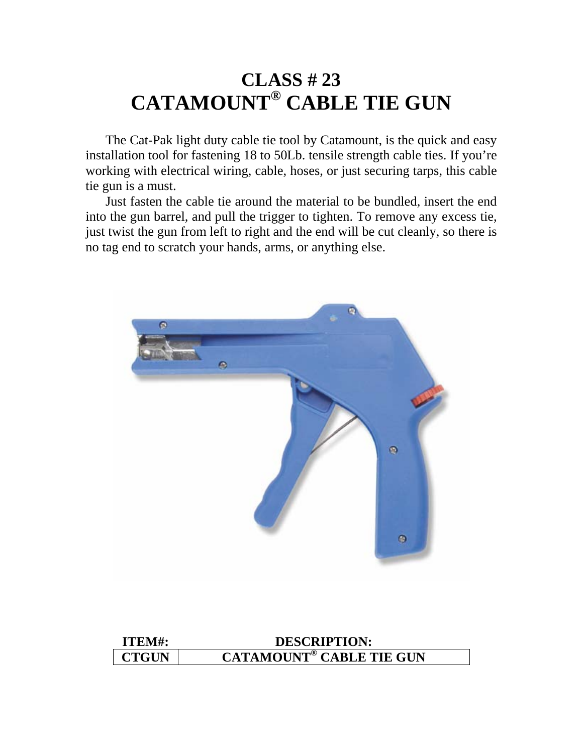# CLASS # 23
# CATAMOUNT® CABLE TIE GUN

The Cat-Pak light duty cable tie tool by Catamount, is the quick and easy installation tool for fastening 18 to 50Lb. tensile strength cable ties. If you're working with electrical wiring, cable, hoses, or just securing tarps, this cable tie gun is a must.

Just fasten the cable tie around the material to be bundled, insert the end into the gun barrel, and pull the trigger to tighten. To remove any excess tie, just twist the gun from left to right and the end will be cut cleanly, so there is no tag end to scratch your hands, arms, or anything else.

| ITEM#: | DESCRIPTION: |
| --- | --- |
| CTGUN | CATAMOUNT® CABLE TIE GUN |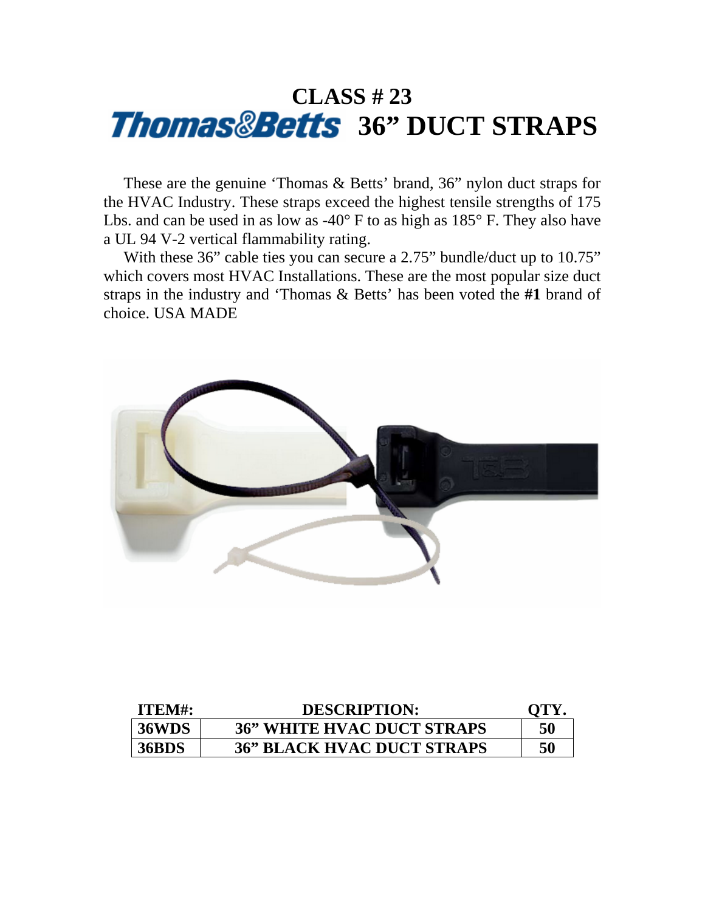# CLASS # 23

# Thomas&Betts 36” DUCT STRAPS

These are the genuine ‘Thomas & Betts’ brand, 36” nylon duct straps for the HVAC Industry. These straps exceed the highest tensile strengths of 175 Lbs. and can be used in as low as -40° F to as high as 185° F. They also have a UL 94 V-2 vertical flammability rating.

With these 36” cable ties you can secure a 2.75” bundle/duct up to 10.75” which covers most HVAC Installations. These are the most popular size duct straps in the industry and ‘Thomas & Betts’ has been voted the **#1** brand of choice. USA MADE

| ITEM#: | DESCRIPTION: | QTY. |
|---|---|---|
| **36WDS** | **36” WHITE HVAC DUCT STRAPS** | **50** |
| **36BDS** | **36” BLACK HVAC DUCT STRAPS** | **50** |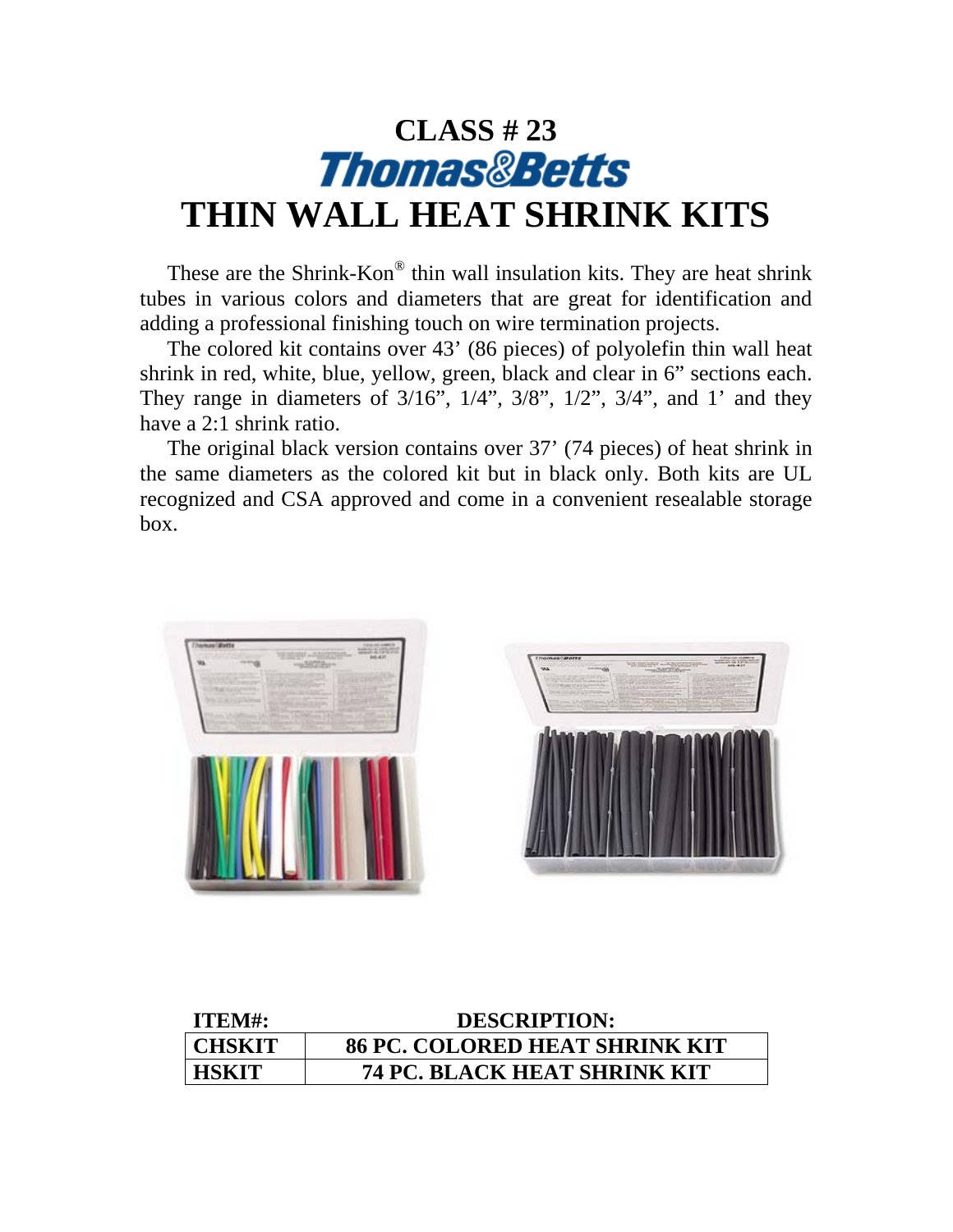# CLASS # 23

## Thomas&Betts

# THIN WALL HEAT SHRINK KITS

These are the Shrink-Kon® thin wall insulation kits. They are heat shrink tubes in various colors and diameters that are great for identification and adding a professional finishing touch on wire termination projects.

The colored kit contains over 43' (86 pieces) of polyolefin thin wall heat shrink in red, white, blue, yellow, green, black and clear in 6" sections each. They range in diameters of 3/16", 1/4", 3/8", 1/2", 3/4", and 1' and they have a 2:1 shrink ratio.

The original black version contains over 37' (74 pieces) of heat shrink in the same diameters as the colored kit but in black only. Both kits are UL recognized and CSA approved and come in a convenient resealable storage box.

| ITEM#: | DESCRIPTION: |
|---|---|
| **CHSKIT** | **86 PC. COLORED HEAT SHRINK KIT** |
| **HSKIT** | **74 PC. BLACK HEAT SHRINK KIT** |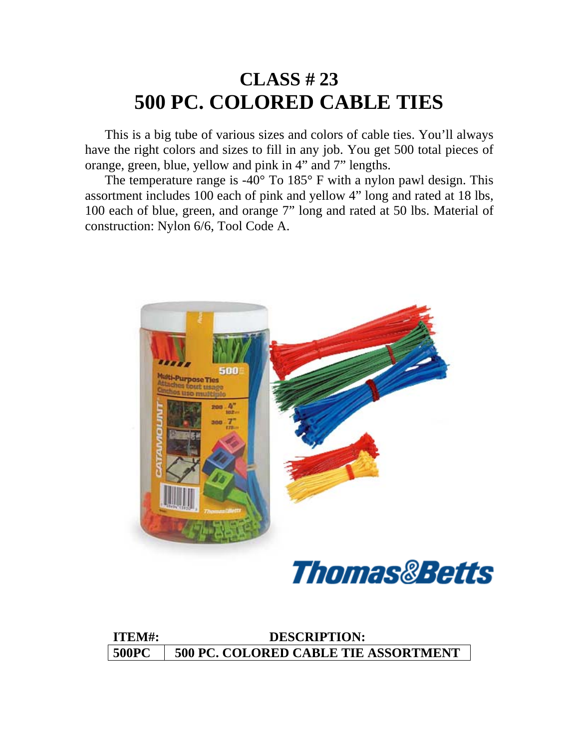# CLASS # 23
# 500 PC. COLORED CABLE TIES

This is a big tube of various sizes and colors of cable ties. You'll always have the right colors and sizes to fill in any job. You get 500 total pieces of orange, green, blue, yellow and pink in 4" and 7" lengths.

The temperature range is -40° To 185° F with a nylon pawl design. This assortment includes 100 each of pink and yellow 4" long and rated at 18 lbs, 100 each of blue, green, and orange 7" long and rated at 50 lbs. Material of construction: Nylon 6/6, Tool Code A.

| ITEM#: | DESCRIPTION: |
|---|---|
| **500PC** | **500 PC. COLORED CABLE TIE ASSORTMENT** |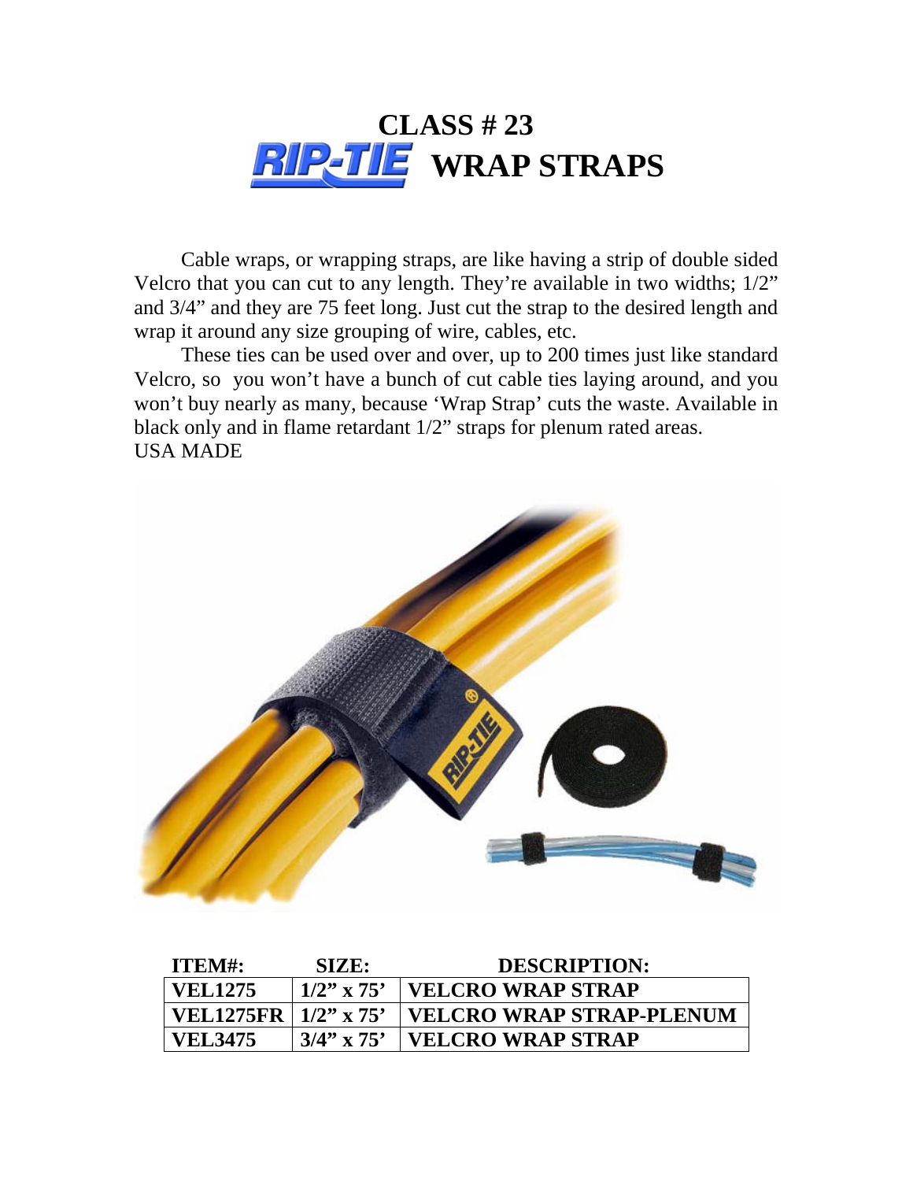# CLASS # 23

## RIP-TIE WRAP STRAPS

Cable wraps, or wrapping straps, are like having a strip of double sided Velcro that you can cut to any length. They're available in two widths; 1/2" and 3/4" and they are 75 feet long. Just cut the strap to the desired length and wrap it around any size grouping of wire, cables, etc.

These ties can be used over and over, up to 200 times just like standard Velcro, so you won't have a bunch of cut cable ties laying around, and you won't buy nearly as many, because 'Wrap Strap' cuts the waste. Available in black only and in flame retardant 1/2" straps for plenum rated areas.
USA MADE

| ITEM#: | SIZE: | DESCRIPTION: |
|---|---|---|
| VEL1275 | 1/2" x 75' | VELCRO WRAP STRAP |
| VEL1275FR | 1/2" x 75' | VELCRO WRAP STRAP-PLENUM |
| VEL3475 | 3/4" x 75' | VELCRO WRAP STRAP |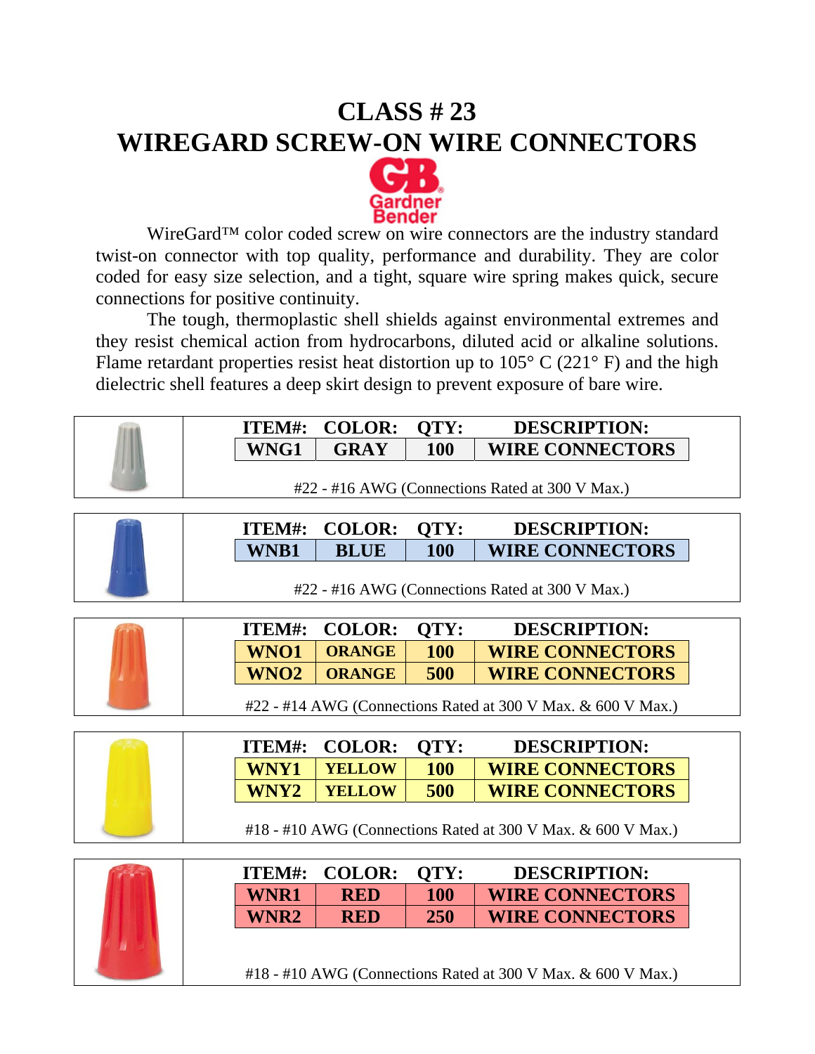# CLASS # 23
# WIREGARD SCREW-ON WIRE CONNECTORS

Gardner Bender

WireGard™ color coded screw on wire connectors are the industry standard twist-on connector with top quality, performance and durability. They are color coded for easy size selection, and a tight, square wire spring makes quick, secure connections for positive continuity.

The tough, thermoplastic shell shields against environmental extremes and they resist chemical action from hydrocarbons, diluted acid or alkaline solutions. Flame retardant properties resist heat distortion up to 105° C (221° F) and the high dielectric shell features a deep skirt design to prevent exposure of bare wire.

| ITEM#: | COLOR: | QTY: | DESCRIPTION: |
|---|---|---|---|
| WNG1 | GRAY | 100 | WIRE CONNECTORS |

#22 - #16 AWG (Connections Rated at 300 V Max.)

| ITEM#: | COLOR: | QTY: | DESCRIPTION: |
|---|---|---|---|
| WNB1 | BLUE | 100 | WIRE CONNECTORS |

#22 - #16 AWG (Connections Rated at 300 V Max.)

| ITEM#: | COLOR: | QTY: | DESCRIPTION: |
|---|---|---|---|
| WNO1 | ORANGE | 100 | WIRE CONNECTORS |
| WNO2 | ORANGE | 500 | WIRE CONNECTORS |

#22 - #14 AWG (Connections Rated at 300 V Max. & 600 V Max.)

| ITEM#: | COLOR: | QTY: | DESCRIPTION: |
|---|---|---|---|
| WNY1 | YELLOW | 100 | WIRE CONNECTORS |
| WNY2 | YELLOW | 500 | WIRE CONNECTORS |

#18 - #10 AWG (Connections Rated at 300 V Max. & 600 V Max.)

| ITEM#: | COLOR: | QTY: | DESCRIPTION: |
|---|---|---|---|
| WNR1 | RED | 100 | WIRE CONNECTORS |
| WNR2 | RED | 250 | WIRE CONNECTORS |

#18 - #10 AWG (Connections Rated at 300 V Max. & 600 V Max.)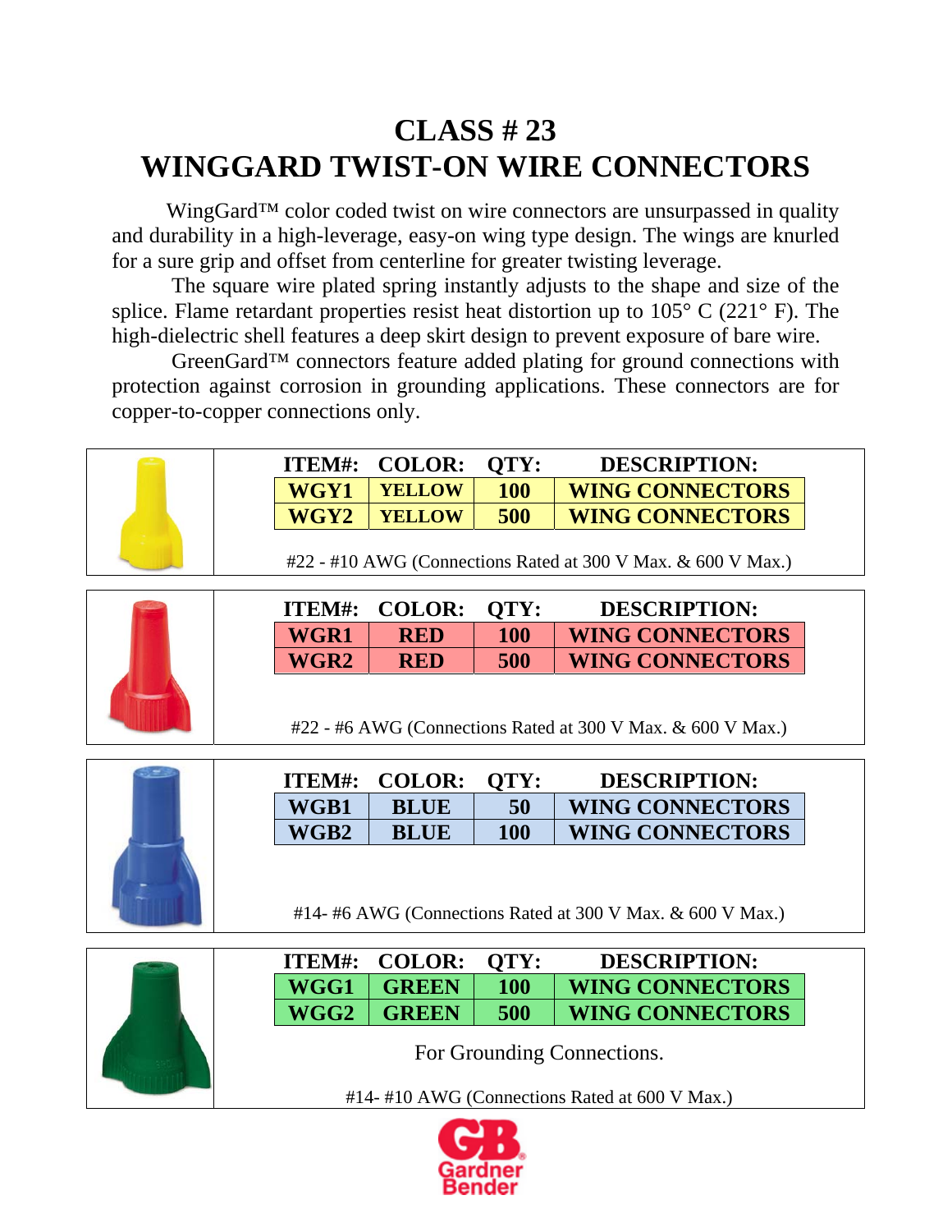# CLASS # 23
# WINGGARD TWIST-ON WIRE CONNECTORS

WingGard™ color coded twist on wire connectors are unsurpassed in quality and durability in a high-leverage, easy-on wing type design. The wings are knurled for a sure grip and offset from centerline for greater twisting leverage.

The square wire plated spring instantly adjusts to the shape and size of the splice. Flame retardant properties resist heat distortion up to 105° C (221° F). The high-dielectric shell features a deep skirt design to prevent exposure of bare wire.

GreenGard™ connectors feature added plating for ground connections with protection against corrosion in grounding applications. These connectors are for copper-to-copper connections only.

| ITEM#: | COLOR: | QTY: | DESCRIPTION: |
|---|---|---|---|
| WGY1 | YELLOW | 100 | WING CONNECTORS |
| WGY2 | YELLOW | 500 | WING CONNECTORS |

#22 - #10 AWG (Connections Rated at 300 V Max. & 600 V Max.)

| ITEM#: | COLOR: | QTY: | DESCRIPTION: |
|---|---|---|---|
| WGR1 | RED | 100 | WING CONNECTORS |
| WGR2 | RED | 500 | WING CONNECTORS |

#22 - #6 AWG (Connections Rated at 300 V Max. & 600 V Max.)

| ITEM#: | COLOR: | QTY: | DESCRIPTION: |
|---|---|---|---|
| WGB1 | BLUE | 50 | WING CONNECTORS |
| WGB2 | BLUE | 100 | WING CONNECTORS |

#14- #6 AWG (Connections Rated at 300 V Max. & 600 V Max.)

| ITEM#: | COLOR: | QTY: | DESCRIPTION: |
|---|---|---|---|
| WGG1 | GREEN | 100 | WING CONNECTORS |
| WGG2 | GREEN | 500 | WING CONNECTORS |

For Grounding Connections.

#14- #10 AWG (Connections Rated at 600 V Max.)

GB Gardner Bender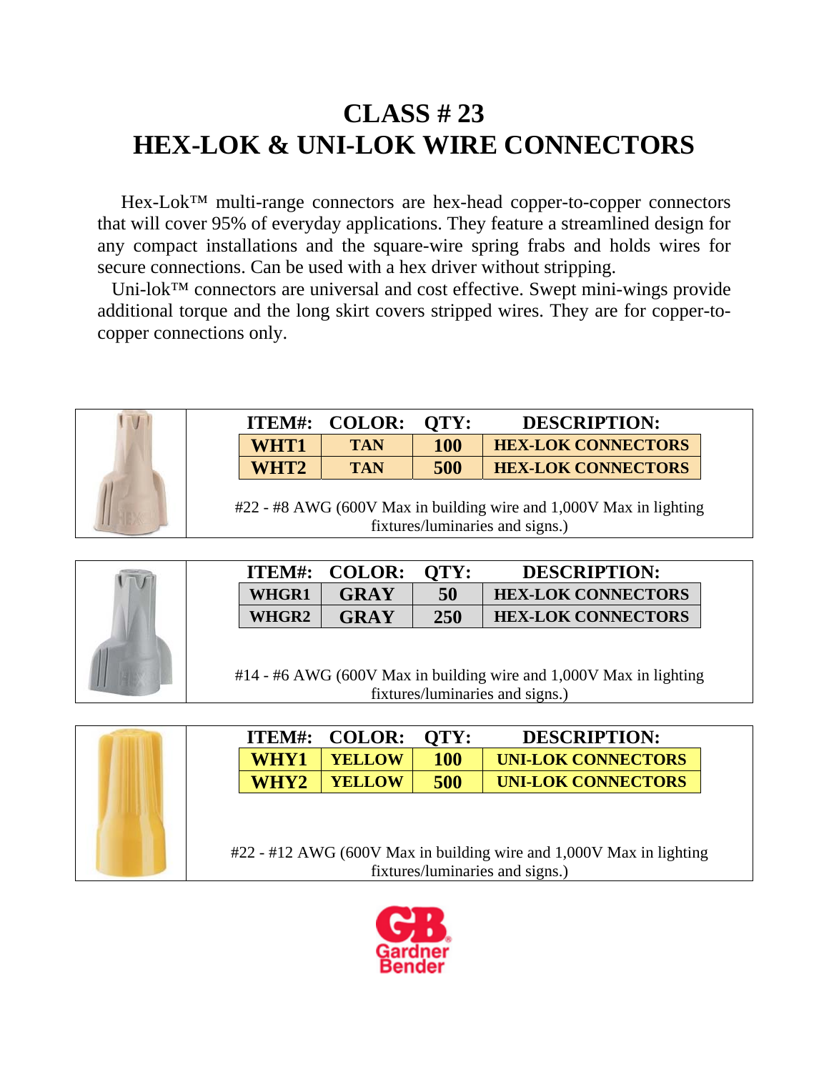# CLASS # 23
# HEX-LOK & UNI-LOK WIRE CONNECTORS

Hex-Lok™ multi-range connectors are hex-head copper-to-copper connectors that will cover 95% of everyday applications. They feature a streamlined design for any compact installations and the square-wire spring frabs and holds wires for secure connections. Can be used with a hex driver without stripping.

Uni-lok™ connectors are universal and cost effective. Swept mini-wings provide additional torque and the long skirt covers stripped wires. They are for copper-to-copper connections only.

| ITEM#: | COLOR: | QTY: | DESCRIPTION: |
|---|---|---|---|
| **WHT1** | **TAN** | **100** | **HEX-LOK CONNECTORS** |
| **WHT2** | **TAN** | **500** | **HEX-LOK CONNECTORS** |

#22 - #8 AWG (600V Max in building wire and 1,000V Max in lighting fixtures/luminaries and signs.)

| ITEM#: | COLOR: | QTY: | DESCRIPTION: |
|---|---|---|---|
| **WHGR1** | **GRAY** | **50** | **HEX-LOK CONNECTORS** |
| **WHGR2** | **GRAY** | **250** | **HEX-LOK CONNECTORS** |

#14 - #6 AWG (600V Max in building wire and 1,000V Max in lighting fixtures/luminaries and signs.)

| ITEM#: | COLOR: | QTY: | DESCRIPTION: |
|---|---|---|---|
| **WHY1** | **YELLOW** | **100** | **UNI-LOK CONNECTORS** |
| **WHY2** | **YELLOW** | **500** | **UNI-LOK CONNECTORS** |

#22 - #12 AWG (600V Max in building wire and 1,000V Max in lighting fixtures/luminaries and signs.)

GB Gardner Bender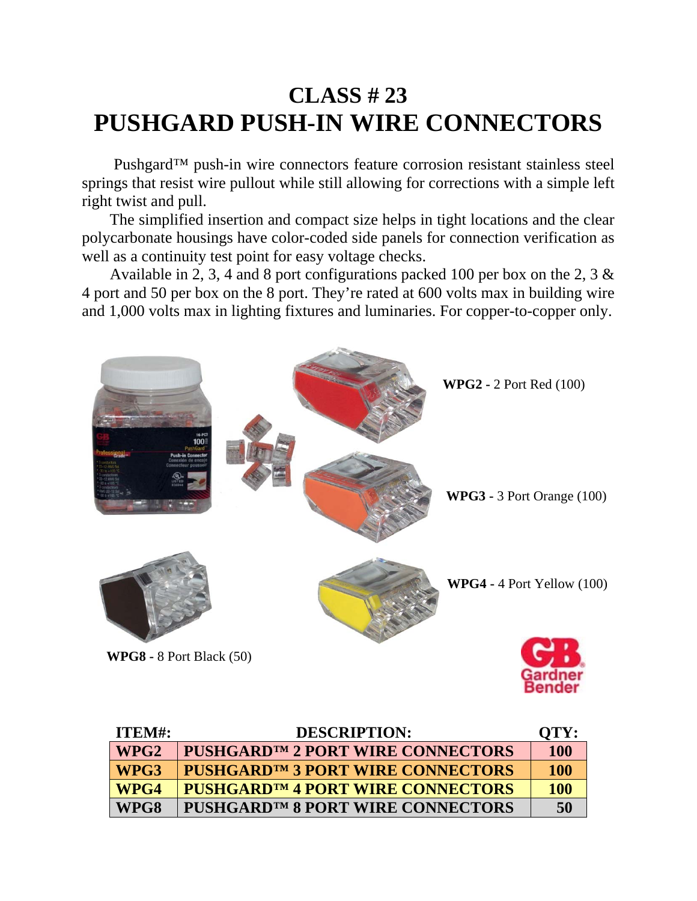# CLASS # 23
# PUSHGARD PUSH-IN WIRE CONNECTORS

Pushgard™ push-in wire connectors feature corrosion resistant stainless steel springs that resist wire pullout while still allowing for corrections with a simple left right twist and pull.

The simplified insertion and compact size helps in tight locations and the clear polycarbonate housings have color-coded side panels for connection verification as well as a continuity test point for easy voltage checks.

Available in 2, 3, 4 and 8 port configurations packed 100 per box on the 2, 3 & 4 port and 50 per box on the 8 port. They're rated at 600 volts max in building wire and 1,000 volts max in lighting fixtures and luminaries. For copper-to-copper only.

**WPG2 -** 2 Port Red (100)

**WPG3 -** 3 Port Orange (100)

**WPG4 -** 4 Port Yellow (100)

**WPG8 -** 8 Port Black (50)

| ITEM#: | DESCRIPTION: | QTY: |
|---|---|---|
| WPG2 | PUSHGARD™ 2 PORT WIRE CONNECTORS | 100 |
| WPG3 | PUSHGARD™ 3 PORT WIRE CONNECTORS | 100 |
| WPG4 | PUSHGARD™ 4 PORT WIRE CONNECTORS | 100 |
| WPG8 | PUSHGARD™ 8 PORT WIRE CONNECTORS | 50 |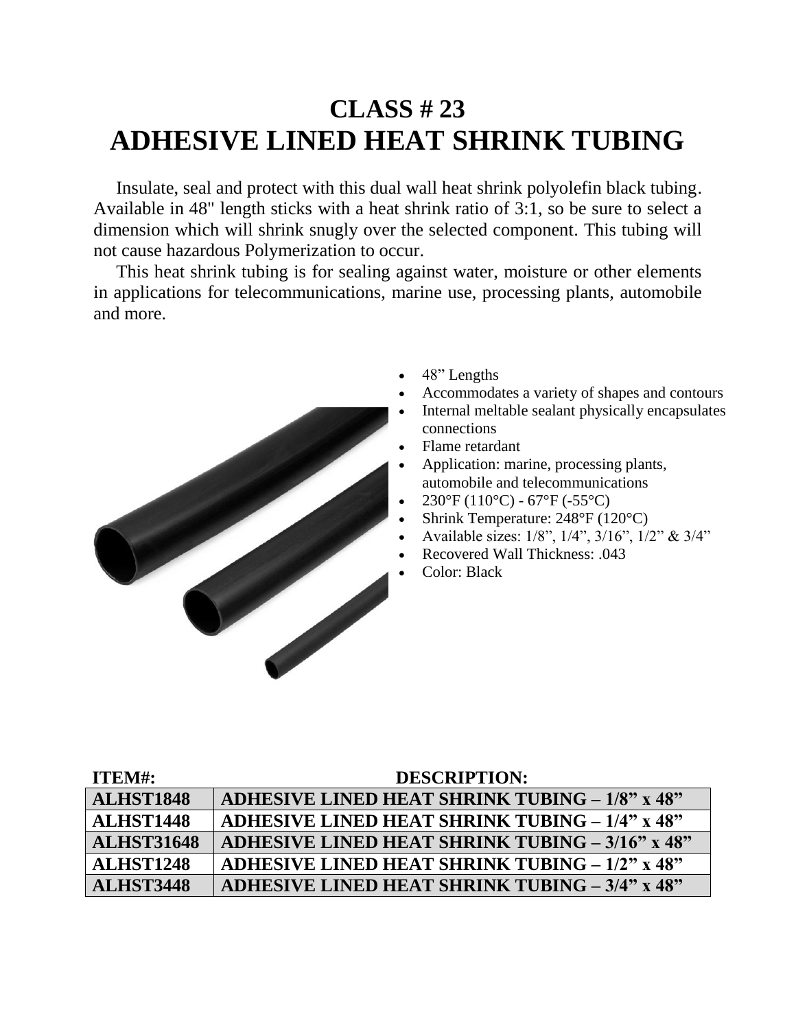# CLASS # 23
# ADHESIVE LINED HEAT SHRINK TUBING

Insulate, seal and protect with this dual wall heat shrink polyolefin black tubing. Available in 48" length sticks with a heat shrink ratio of 3:1, so be sure to select a dimension which will shrink snugly over the selected component. This tubing will not cause hazardous Polymerization to occur.

This heat shrink tubing is for sealing against water, moisture or other elements in applications for telecommunications, marine use, processing plants, automobile and more.

- 48" Lengths
- Accommodates a variety of shapes and contours
- Internal meltable sealant physically encapsulates connections
- Flame retardant
- Application: marine, processing plants, automobile and telecommunications
- 230°F (110°C) - 67°F (-55°C)
- Shrink Temperature: 248°F (120°C)
- Available sizes: 1/8", 1/4", 3/16", 1/2" & 3/4"
- Recovered Wall Thickness: .043
- Color: Black

| ITEM#: | DESCRIPTION: |
|---|---|
| **ALHST1848** | **ADHESIVE LINED HEAT SHRINK TUBING – 1/8" x 48"** |
| **ALHST1448** | **ADHESIVE LINED HEAT SHRINK TUBING – 1/4" x 48"** |
| **ALHST31648** | **ADHESIVE LINED HEAT SHRINK TUBING – 3/16" x 48"** |
| **ALHST1248** | **ADHESIVE LINED HEAT SHRINK TUBING – 1/2" x 48"** |
| **ALHST3448** | **ADHESIVE LINED HEAT SHRINK TUBING – 3/4" x 48"** |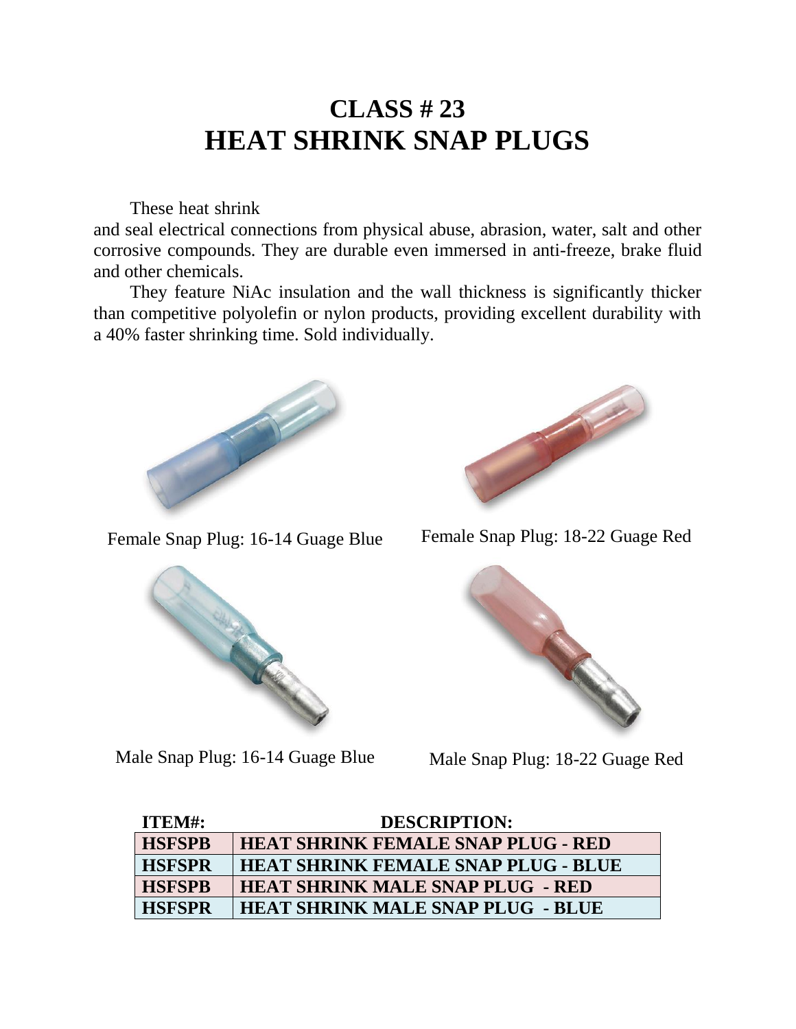# CLASS # 23
# HEAT SHRINK SNAP PLUGS

These heat shrink
and seal electrical connections from physical abuse, abrasion, water, salt and other corrosive compounds. They are durable even immersed in anti-freeze, brake fluid and other chemicals.

They feature NiAc insulation and the wall thickness is significantly thicker than competitive polyolefin or nylon products, providing excellent durability with a 40% faster shrinking time. Sold individually.

Female Snap Plug: 16-14 Guage Blue

Female Snap Plug: 18-22 Guage Red

Male Snap Plug: 16-14 Guage Blue

Male Snap Plug: 18-22 Guage Red

| ITEM#: | DESCRIPTION: |
|---|---|
| **HSFSPB** | **HEAT SHRINK FEMALE SNAP PLUG - RED** |
| **HSFSPR** | **HEAT SHRINK FEMALE SNAP PLUG - BLUE** |
| **HSFSPB** | **HEAT SHRINK MALE SNAP PLUG - RED** |
| **HSFSPR** | **HEAT SHRINK MALE SNAP PLUG - BLUE** |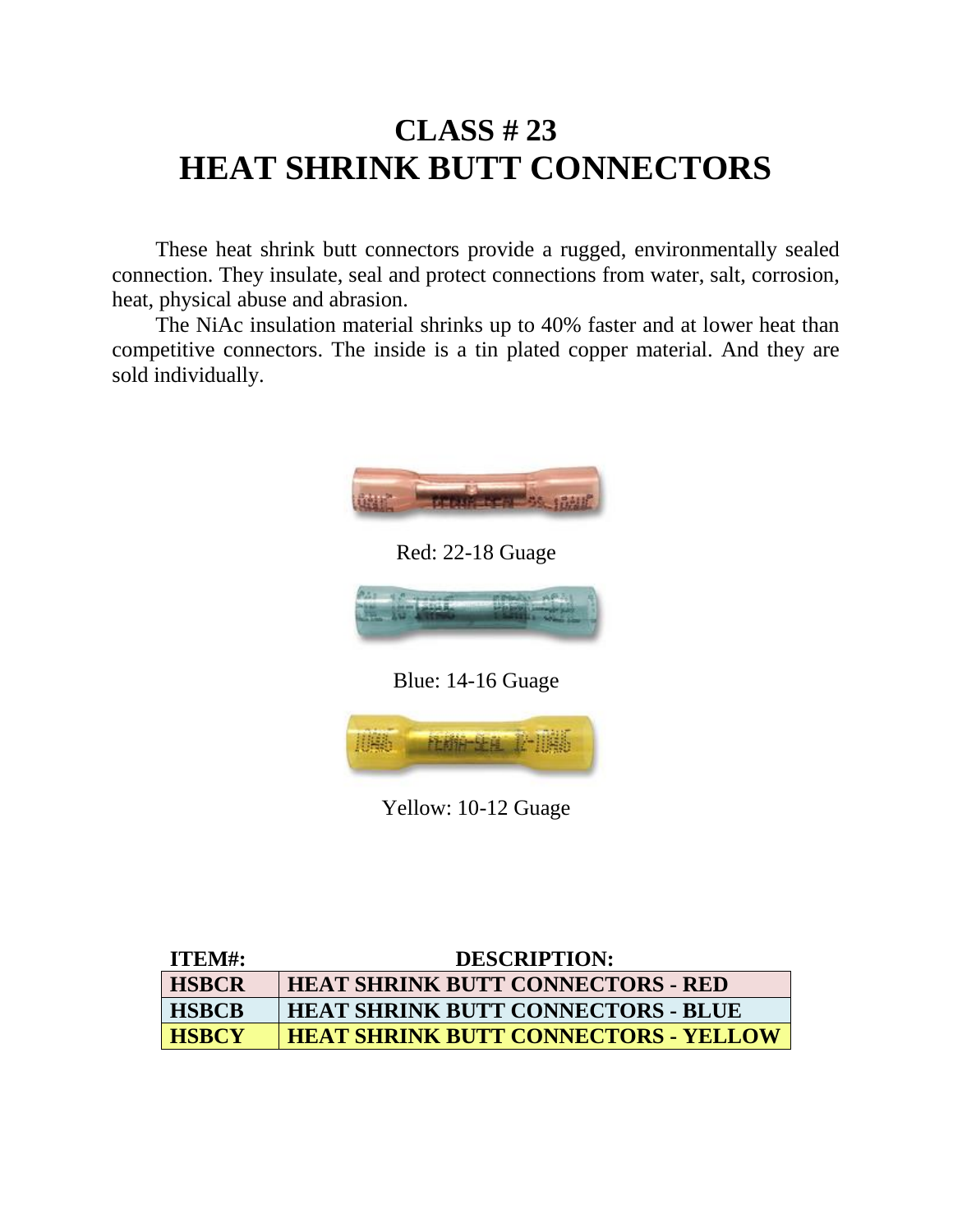# CLASS # 23
# HEAT SHRINK BUTT CONNECTORS

These heat shrink butt connectors provide a rugged, environmentally sealed connection. They insulate, seal and protect connections from water, salt, corrosion, heat, physical abuse and abrasion.

The NiAc insulation material shrinks up to 40% faster and at lower heat than competitive connectors. The inside is a tin plated copper material. And they are sold individually.

Red: 22-18 Guage

Blue: 14-16 Guage

Yellow: 10-12 Guage

| ITEM#: | DESCRIPTION: |
|---|---|
| **HSBCR** | **HEAT SHRINK BUTT CONNECTORS - RED** |
| **HSBCB** | **HEAT SHRINK BUTT CONNECTORS - BLUE** |
| **HSBCY** | **HEAT SHRINK BUTT CONNECTORS - YELLOW** |